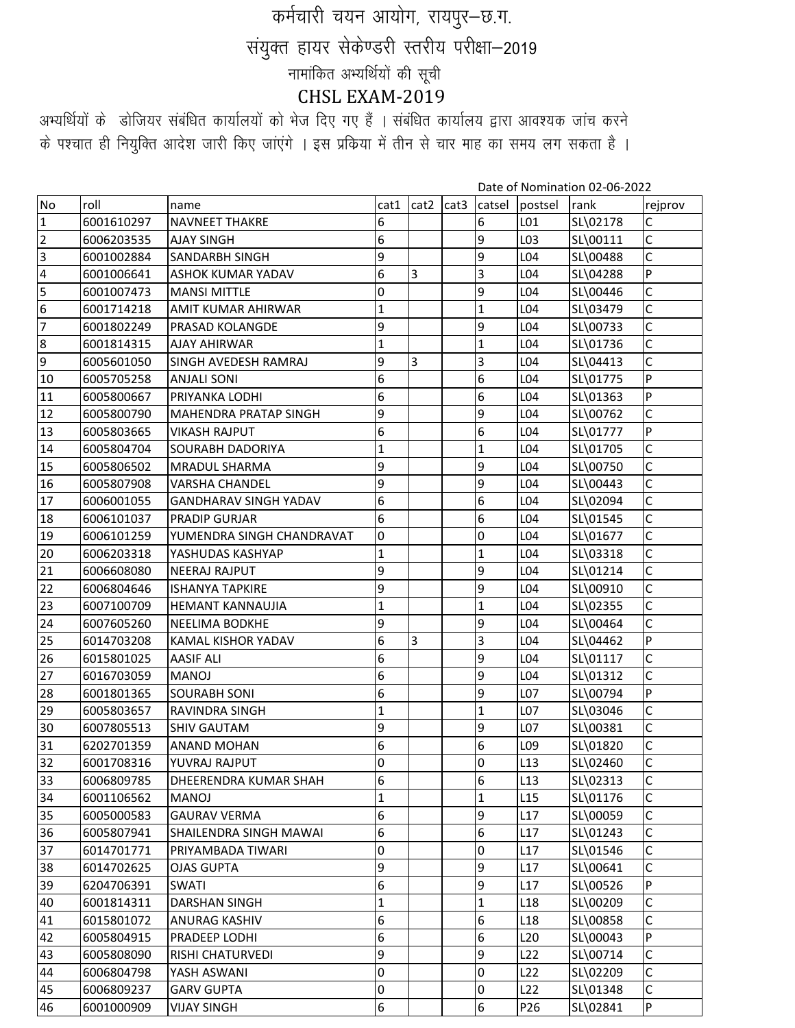# कर्मचारी चयन आयोग, रायपुर–छ.ग.

## संयुक्त हायर सेकेण्डरी स्तरीय परीक्षा–2019

### नामांकित अभ्यर्थियों की सूची

### CHSL EXAM-2019

अभ्यर्थियों के डोजियर संबंधित कार्यालयों को भेज दिए गए हैं । संबंधित कार्यालय द्वारा आवश्यक जांच करने के पश्चात ही नियुक्ति आदेश जारी किए जांएगे । इस प्रक्रिया में तीन से चार माह का समय लग सकता है ।

Date of Nomination 02-06-2022

| No | roll | name | cat1 | cat2 | cat3 | catsel | postsel | rank | rejprov |
|---|---|---|---|---|---|---|---|---|---|
| 1 | 6001610297 | NAVNEET THAKRE | 6 | | | 6 | L01 | SL\02178 | C |
| 2 | 6006203535 | AJAY SINGH | 6 | | | 9 | L03 | SL\00111 | C |
| 3 | 6001002884 | SANDARBH SINGH | 9 | | | 9 | L04 | SL\00488 | C |
| 4 | 6001006641 | ASHOK KUMAR YADAV | 6 | 3 | | 3 | L04 | SL\04288 | P |
| 5 | 6001007473 | MANSI MITTLE | 0 | | | 9 | L04 | SL\00446 | C |
| 6 | 6001714218 | AMIT KUMAR AHIRWAR | 1 | | | 1 | L04 | SL\03479 | C |
| 7 | 6001802249 | PRASAD KOLANGDE | 9 | | | 9 | L04 | SL\00733 | C |
| 8 | 6001814315 | AJAY AHIRWAR | 1 | | | 1 | L04 | SL\01736 | C |
| 9 | 6005601050 | SINGH AVEDESH RAMRAJ | 9 | 3 | | 3 | L04 | SL\04413 | C |
| 10 | 6005705258 | ANJALI SONI | 6 | | | 6 | L04 | SL\01775 | P |
| 11 | 6005800667 | PRIYANKA LODHI | 6 | | | 6 | L04 | SL\01363 | P |
| 12 | 6005800790 | MAHENDRA PRATAP SINGH | 9 | | | 9 | L04 | SL\00762 | C |
| 13 | 6005803665 | VIKASH RAJPUT | 6 | | | 6 | L04 | SL\01777 | P |
| 14 | 6005804704 | SOURABH DADORIYA | 1 | | | 1 | L04 | SL\01705 | C |
| 15 | 6005806502 | MRADUL SHARMA | 9 | | | 9 | L04 | SL\00750 | C |
| 16 | 6005807908 | VARSHA CHANDEL | 9 | | | 9 | L04 | SL\00443 | C |
| 17 | 6006001055 | GANDHARAV SINGH YADAV | 6 | | | 6 | L04 | SL\02094 | C |
| 18 | 6006101037 | PRADIP GURJAR | 6 | | | 6 | L04 | SL\01545 | C |
| 19 | 6006101259 | YUMENDRA SINGH CHANDRAVAT | 0 | | | 0 | L04 | SL\01677 | C |
| 20 | 6006203318 | YASHUDAS KASHYAP | 1 | | | 1 | L04 | SL\03318 | C |
| 21 | 6006608080 | NEERAJ RAJPUT | 9 | | | 9 | L04 | SL\01214 | C |
| 22 | 6006804646 | ISHANYA TAPKIRE | 9 | | | 9 | L04 | SL\00910 | C |
| 23 | 6007100709 | HEMANT KANNAUJIA | 1 | | | 1 | L04 | SL\02355 | C |
| 24 | 6007605260 | NEELIMA BODKHE | 9 | | | 9 | L04 | SL\00464 | C |
| 25 | 6014703208 | KAMAL KISHOR YADAV | 6 | 3 | | 3 | L04 | SL\04462 | P |
| 26 | 6015801025 | AASIF ALI | 6 | | | 9 | L04 | SL\01117 | C |
| 27 | 6016703059 | MANOJ | 6 | | | 9 | L04 | SL\01312 | C |
| 28 | 6001801365 | SOURABH SONI | 6 | | | 9 | L07 | SL\00794 | P |
| 29 | 6005803657 | RAVINDRA SINGH | 1 | | | 1 | L07 | SL\03046 | C |
| 30 | 6007805513 | SHIV GAUTAM | 9 | | | 9 | L07 | SL\00381 | C |
| 31 | 6202701359 | ANAND MOHAN | 6 | | | 6 | L09 | SL\01820 | C |
| 32 | 6001708316 | YUVRAJ RAJPUT | 0 | | | 0 | L13 | SL\02460 | C |
| 33 | 6006809785 | DHEERENDRA KUMAR SHAH | 6 | | | 6 | L13 | SL\02313 | C |
| 34 | 6001106562 | MANOJ | 1 | | | 1 | L15 | SL\01176 | C |
| 35 | 6005000583 | GAURAV VERMA | 6 | | | 9 | L17 | SL\00059 | C |
| 36 | 6005807941 | SHAILENDRA SINGH MAWAI | 6 | | | 6 | L17 | SL\01243 | C |
| 37 | 6014701771 | PRIYAMBADA TIWARI | 0 | | | 0 | L17 | SL\01546 | C |
| 38 | 6014702625 | OJAS GUPTA | 9 | | | 9 | L17 | SL\00641 | C |
| 39 | 6204706391 | SWATI | 6 | | | 9 | L17 | SL\00526 | P |
| 40 | 6001814311 | DARSHAN SINGH | 1 | | | 1 | L18 | SL\00209 | C |
| 41 | 6015801072 | ANURAG KASHIV | 6 | | | 6 | L18 | SL\00858 | C |
| 42 | 6005804915 | PRADEEP LODHI | 6 | | | 6 | L20 | SL\00043 | P |
| 43 | 6005808090 | RISHI CHATURVEDI | 9 | | | 9 | L22 | SL\00714 | C |
| 44 | 6006804798 | YASH ASWANI | 0 | | | 0 | L22 | SL\02209 | C |
| 45 | 6006809237 | GARV GUPTA | 0 | | | 0 | L22 | SL\01348 | C |
| 46 | 6001000909 | VIJAY SINGH | 6 | | | 6 | P26 | SL\02841 | P |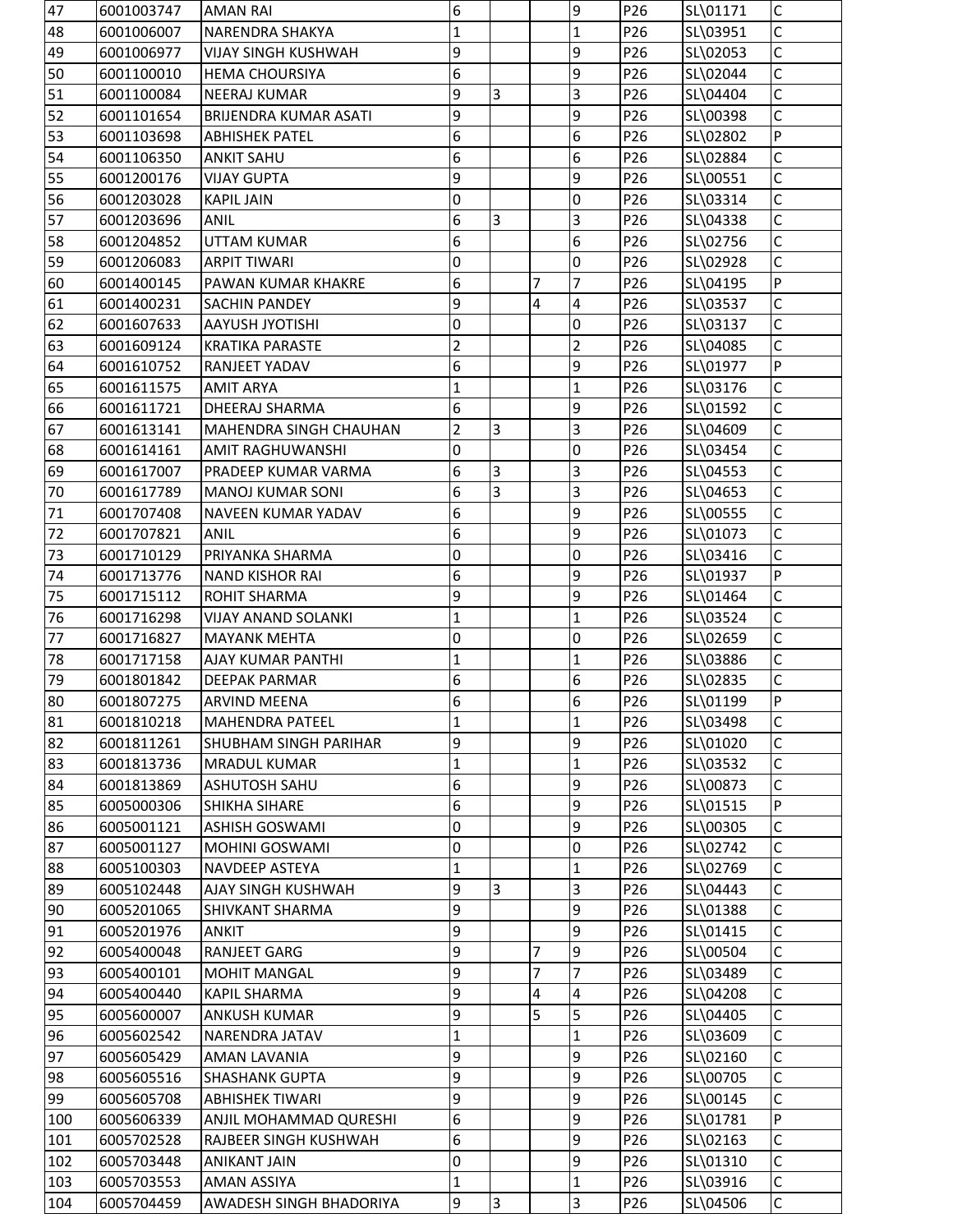| | | | | | | | | | |
|---|---|---|---|---|---|---|---|---|---|
| 47 | 6001003747 | AMAN RAI | 6 | | | 9 | P26 | SL\01171 | C |
| 48 | 6001006007 | NARENDRA SHAKYA | 1 | | | 1 | P26 | SL\03951 | C |
| 49 | 6001006977 | VIJAY SINGH KUSHWAH | 9 | | | 9 | P26 | SL\02053 | C |
| 50 | 6001100010 | HEMA CHOURSIYA | 6 | | | 9 | P26 | SL\02044 | C |
| 51 | 6001100084 | NEERAJ KUMAR | 9 | 3 | | 3 | P26 | SL\04404 | C |
| 52 | 6001101654 | BRIJENDRA KUMAR ASATI | 9 | | | 9 | P26 | SL\00398 | C |
| 53 | 6001103698 | ABHISHEK PATEL | 6 | | | 6 | P26 | SL\02802 | P |
| 54 | 6001106350 | ANKIT SAHU | 6 | | | 6 | P26 | SL\02884 | C |
| 55 | 6001200176 | VIJAY GUPTA | 9 | | | 9 | P26 | SL\00551 | C |
| 56 | 6001203028 | KAPIL JAIN | 0 | | | 0 | P26 | SL\03314 | C |
| 57 | 6001203696 | ANIL | 6 | 3 | | 3 | P26 | SL\04338 | C |
| 58 | 6001204852 | UTTAM KUMAR | 6 | | | 6 | P26 | SL\02756 | C |
| 59 | 6001206083 | ARPIT TIWARI | 0 | | | 0 | P26 | SL\02928 | C |
| 60 | 6001400145 | PAWAN KUMAR KHAKRE | 6 | | 7 | 7 | P26 | SL\04195 | P |
| 61 | 6001400231 | SACHIN PANDEY | 9 | | 4 | 4 | P26 | SL\03537 | C |
| 62 | 6001607633 | AAYUSH JYOTISHI | 0 | | | 0 | P26 | SL\03137 | C |
| 63 | 6001609124 | KRATIKA PARASTE | 2 | | | 2 | P26 | SL\04085 | C |
| 64 | 6001610752 | RANJEET YADAV | 6 | | | 9 | P26 | SL\01977 | P |
| 65 | 6001611575 | AMIT ARYA | 1 | | | 1 | P26 | SL\03176 | C |
| 66 | 6001611721 | DHEERAJ SHARMA | 6 | | | 9 | P26 | SL\01592 | C |
| 67 | 6001613141 | MAHENDRA SINGH CHAUHAN | 2 | 3 | | 3 | P26 | SL\04609 | C |
| 68 | 6001614161 | AMIT RAGHUWANSHI | 0 | | | 0 | P26 | SL\03454 | C |
| 69 | 6001617007 | PRADEEP KUMAR VARMA | 6 | 3 | | 3 | P26 | SL\04553 | C |
| 70 | 6001617789 | MANOJ KUMAR SONI | 6 | 3 | | 3 | P26 | SL\04653 | C |
| 71 | 6001707408 | NAVEEN KUMAR YADAV | 6 | | | 9 | P26 | SL\00555 | C |
| 72 | 6001707821 | ANIL | 6 | | | 9 | P26 | SL\01073 | C |
| 73 | 6001710129 | PRIYANKA SHARMA | 0 | | | 0 | P26 | SL\03416 | C |
| 74 | 6001713776 | NAND KISHOR RAI | 6 | | | 9 | P26 | SL\01937 | P |
| 75 | 6001715112 | ROHIT SHARMA | 9 | | | 9 | P26 | SL\01464 | C |
| 76 | 6001716298 | VIJAY ANAND SOLANKI | 1 | | | 1 | P26 | SL\03524 | C |
| 77 | 6001716827 | MAYANK MEHTA | 0 | | | 0 | P26 | SL\02659 | C |
| 78 | 6001717158 | AJAY KUMAR PANTHI | 1 | | | 1 | P26 | SL\03886 | C |
| 79 | 6001801842 | DEEPAK PARMAR | 6 | | | 6 | P26 | SL\02835 | C |
| 80 | 6001807275 | ARVIND MEENA | 6 | | | 6 | P26 | SL\01199 | P |
| 81 | 6001810218 | MAHENDRA PATEEL | 1 | | | 1 | P26 | SL\03498 | C |
| 82 | 6001811261 | SHUBHAM SINGH PARIHAR | 9 | | | 9 | P26 | SL\01020 | C |
| 83 | 6001813736 | MRADUL KUMAR | 1 | | | 1 | P26 | SL\03532 | C |
| 84 | 6001813869 | ASHUTOSH SAHU | 6 | | | 9 | P26 | SL\00873 | C |
| 85 | 6005000306 | SHIKHA SIHARE | 6 | | | 9 | P26 | SL\01515 | P |
| 86 | 6005001121 | ASHISH GOSWAMI | 0 | | | 9 | P26 | SL\00305 | C |
| 87 | 6005001127 | MOHINI GOSWAMI | 0 | | | 0 | P26 | SL\02742 | C |
| 88 | 6005100303 | NAVDEEP ASTEYA | 1 | | | 1 | P26 | SL\02769 | C |
| 89 | 6005102448 | AJAY SINGH KUSHWAH | 9 | 3 | | 3 | P26 | SL\04443 | C |
| 90 | 6005201065 | SHIVKANT SHARMA | 9 | | | 9 | P26 | SL\01388 | C |
| 91 | 6005201976 | ANKIT | 9 | | | 9 | P26 | SL\01415 | C |
| 92 | 6005400048 | RANJEET GARG | 9 | | 7 | 9 | P26 | SL\00504 | C |
| 93 | 6005400101 | MOHIT MANGAL | 9 | | 7 | 7 | P26 | SL\03489 | C |
| 94 | 6005400440 | KAPIL SHARMA | 9 | | 4 | 4 | P26 | SL\04208 | C |
| 95 | 6005600007 | ANKUSH KUMAR | 9 | | 5 | 5 | P26 | SL\04405 | C |
| 96 | 6005602542 | NARENDRA JATAV | 1 | | | 1 | P26 | SL\03609 | C |
| 97 | 6005605429 | AMAN LAVANIA | 9 | | | 9 | P26 | SL\02160 | C |
| 98 | 6005605516 | SHASHANK GUPTA | 9 | | | 9 | P26 | SL\00705 | C |
| 99 | 6005605708 | ABHISHEK TIWARI | 9 | | | 9 | P26 | SL\00145 | C |
| 100 | 6005606339 | ANJIL MOHAMMAD QURESHI | 6 | | | 9 | P26 | SL\01781 | P |
| 101 | 6005702528 | RAJBEER SINGH KUSHWAH | 6 | | | 9 | P26 | SL\02163 | C |
| 102 | 6005703448 | ANIKANT JAIN | 0 | | | 9 | P26 | SL\01310 | C |
| 103 | 6005703553 | AMAN ASSIYA | 1 | | | 1 | P26 | SL\03916 | C |
| 104 | 6005704459 | AWADESH SINGH BHADORIYA | 9 | 3 | | 3 | P26 | SL\04506 | C |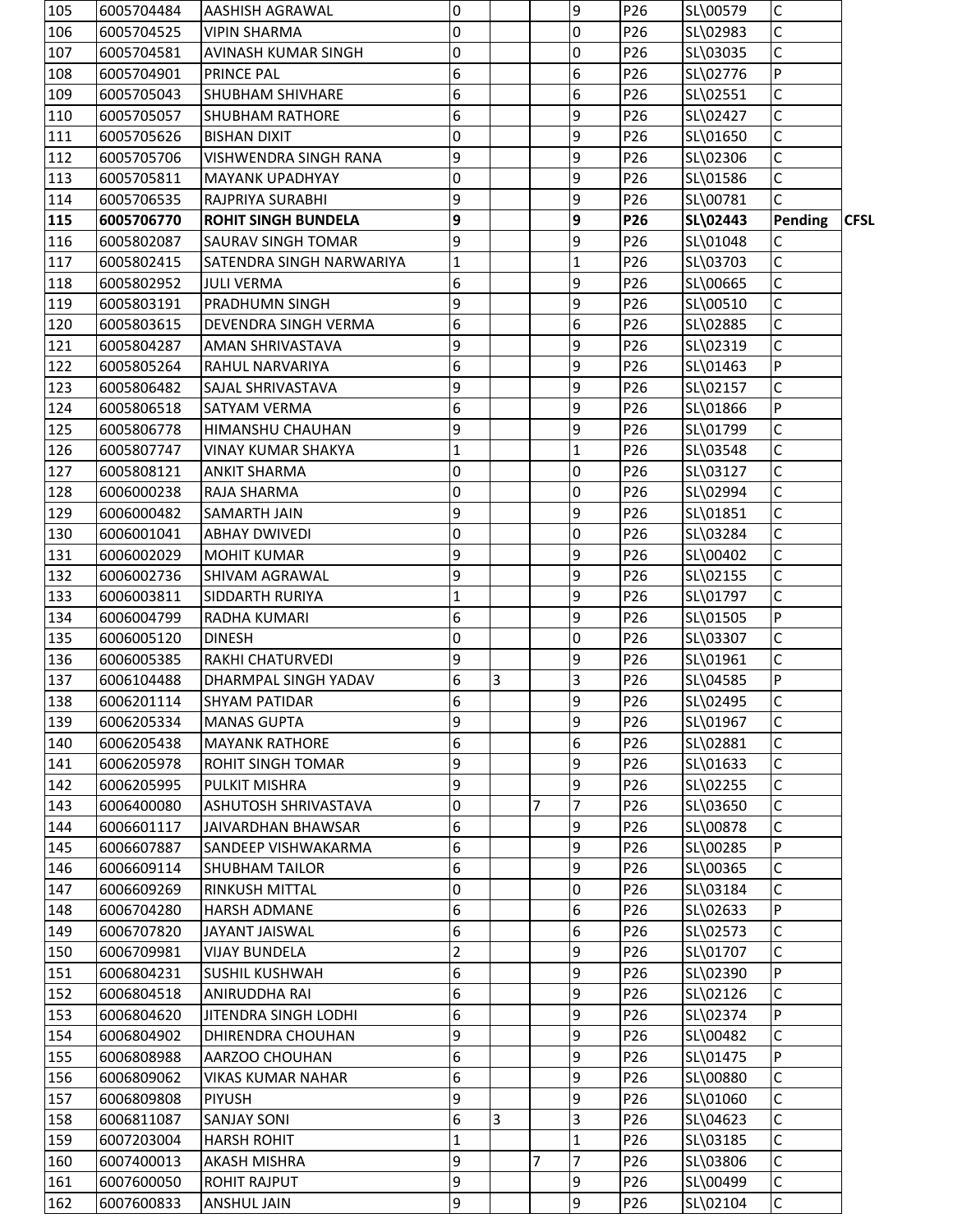| | | | | | | | | | | |
|---|---|---|---|---|---|---|---|---|---|---|
| 105 | 6005704484 | AASHISH AGRAWAL | 0 | | | 9 | P26 | SL\00579 | C | |
| 106 | 6005704525 | VIPIN SHARMA | 0 | | | 0 | P26 | SL\02983 | C | |
| 107 | 6005704581 | AVINASH KUMAR SINGH | 0 | | | 0 | P26 | SL\03035 | C | |
| 108 | 6005704901 | PRINCE PAL | 6 | | | 6 | P26 | SL\02776 | P | |
| 109 | 6005705043 | SHUBHAM SHIVHARE | 6 | | | 6 | P26 | SL\02551 | C | |
| 110 | 6005705057 | SHUBHAM RATHORE | 6 | | | 9 | P26 | SL\02427 | C | |
| 111 | 6005705626 | BISHAN DIXIT | 0 | | | 9 | P26 | SL\01650 | C | |
| 112 | 6005705706 | VISHWENDRA SINGH RANA | 9 | | | 9 | P26 | SL\02306 | C | |
| 113 | 6005705811 | MAYANK UPADHYAY | 0 | | | 9 | P26 | SL\01586 | C | |
| 114 | 6005706535 | RAJPRIYA SURABHI | 9 | | | 9 | P26 | SL\00781 | C | |
| **115** | **6005706770** | **ROHIT SINGH BUNDELA** | **9** | | | **9** | **P26** | **SL\02443** | **Pending** | **CFSL** |
| 116 | 6005802087 | SAURAV SINGH TOMAR | 9 | | | 9 | P26 | SL\01048 | C | |
| 117 | 6005802415 | SATENDRA SINGH NARWARIYA | 1 | | | 1 | P26 | SL\03703 | C | |
| 118 | 6005802952 | JULI VERMA | 6 | | | 9 | P26 | SL\00665 | C | |
| 119 | 6005803191 | PRADHUMN SINGH | 9 | | | 9 | P26 | SL\00510 | C | |
| 120 | 6005803615 | DEVENDRA SINGH VERMA | 6 | | | 6 | P26 | SL\02885 | C | |
| 121 | 6005804287 | AMAN SHRIVASTAVA | 9 | | | 9 | P26 | SL\02319 | C | |
| 122 | 6005805264 | RAHUL NARVARIYA | 6 | | | 9 | P26 | SL\01463 | P | |
| 123 | 6005806482 | SAJAL SHRIVASTAVA | 9 | | | 9 | P26 | SL\02157 | C | |
| 124 | 6005806518 | SATYAM VERMA | 6 | | | 9 | P26 | SL\01866 | P | |
| 125 | 6005806778 | HIMANSHU CHAUHAN | 9 | | | 9 | P26 | SL\01799 | C | |
| 126 | 6005807747 | VINAY KUMAR SHAKYA | 1 | | | 1 | P26 | SL\03548 | C | |
| 127 | 6005808121 | ANKIT SHARMA | 0 | | | 0 | P26 | SL\03127 | C | |
| 128 | 6006000238 | RAJA SHARMA | 0 | | | 0 | P26 | SL\02994 | C | |
| 129 | 6006000482 | SAMARTH JAIN | 9 | | | 9 | P26 | SL\01851 | C | |
| 130 | 6006001041 | ABHAY DWIVEDI | 0 | | | 0 | P26 | SL\03284 | C | |
| 131 | 6006002029 | MOHIT KUMAR | 9 | | | 9 | P26 | SL\00402 | C | |
| 132 | 6006002736 | SHIVAM AGRAWAL | 9 | | | 9 | P26 | SL\02155 | C | |
| 133 | 6006003811 | SIDDARTH RURIYA | 1 | | | 9 | P26 | SL\01797 | C | |
| 134 | 6006004799 | RADHA KUMARI | 6 | | | 9 | P26 | SL\01505 | P | |
| 135 | 6006005120 | DINESH | 0 | | | 0 | P26 | SL\03307 | C | |
| 136 | 6006005385 | RAKHI CHATURVEDI | 9 | | | 9 | P26 | SL\01961 | C | |
| 137 | 6006104488 | DHARMPAL SINGH YADAV | 6 | 3 | | 3 | P26 | SL\04585 | P | |
| 138 | 6006201114 | SHYAM PATIDAR | 6 | | | 9 | P26 | SL\02495 | C | |
| 139 | 6006205334 | MANAS GUPTA | 9 | | | 9 | P26 | SL\01967 | C | |
| 140 | 6006205438 | MAYANK RATHORE | 6 | | | 6 | P26 | SL\02881 | C | |
| 141 | 6006205978 | ROHIT SINGH TOMAR | 9 | | | 9 | P26 | SL\01633 | C | |
| 142 | 6006205995 | PULKIT MISHRA | 9 | | | 9 | P26 | SL\02255 | C | |
| 143 | 6006400080 | ASHUTOSH SHRIVASTAVA | 0 | | 7 | 7 | P26 | SL\03650 | C | |
| 144 | 6006601117 | JAIVARDHAN BHAWSAR | 6 | | | 9 | P26 | SL\00878 | C | |
| 145 | 6006607887 | SANDEEP VISHWAKARMA | 6 | | | 9 | P26 | SL\00285 | P | |
| 146 | 6006609114 | SHUBHAM TAILOR | 6 | | | 9 | P26 | SL\00365 | C | |
| 147 | 6006609269 | RINKUSH MITTAL | 0 | | | 0 | P26 | SL\03184 | C | |
| 148 | 6006704280 | HARSH ADMANE | 6 | | | 6 | P26 | SL\02633 | P | |
| 149 | 6006707820 | JAYANT JAISWAL | 6 | | | 6 | P26 | SL\02573 | C | |
| 150 | 6006709981 | VIJAY BUNDELA | 2 | | | 9 | P26 | SL\01707 | C | |
| 151 | 6006804231 | SUSHIL KUSHWAH | 6 | | | 9 | P26 | SL\02390 | P | |
| 152 | 6006804518 | ANIRUDDHA RAI | 6 | | | 9 | P26 | SL\02126 | C | |
| 153 | 6006804620 | JITENDRA SINGH LODHI | 6 | | | 9 | P26 | SL\02374 | P | |
| 154 | 6006804902 | DHIRENDRA CHOUHAN | 9 | | | 9 | P26 | SL\00482 | C | |
| 155 | 6006808988 | AARZOO CHOUHAN | 6 | | | 9 | P26 | SL\01475 | P | |
| 156 | 6006809062 | VIKAS KUMAR NAHAR | 6 | | | 9 | P26 | SL\00880 | C | |
| 157 | 6006809808 | PIYUSH | 9 | | | 9 | P26 | SL\01060 | C | |
| 158 | 6006811087 | SANJAY SONI | 6 | 3 | | 3 | P26 | SL\04623 | C | |
| 159 | 6007203004 | HARSH ROHIT | 1 | | | 1 | P26 | SL\03185 | C | |
| 160 | 6007400013 | AKASH MISHRA | 9 | | 7 | 7 | P26 | SL\03806 | C | |
| 161 | 6007600050 | ROHIT RAJPUT | 9 | | | 9 | P26 | SL\00499 | C | |
| 162 | 6007600833 | ANSHUL JAIN | 9 | | | 9 | P26 | SL\02104 | C | |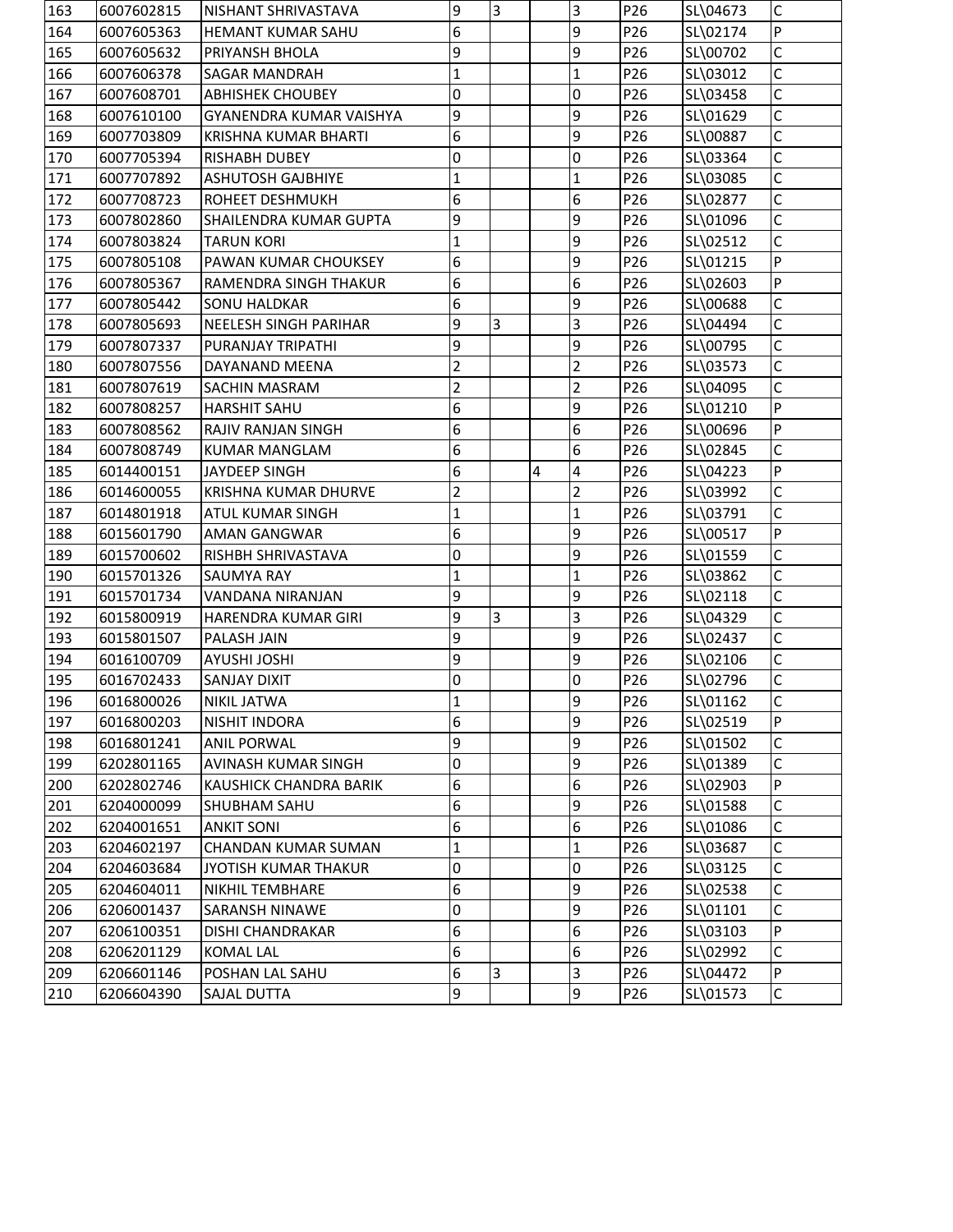| | | | | | | | | | |
|---|---|---|---|---|---|---|---|---|---|
| 163 | 6007602815 | NISHANT SHRIVASTAVA | 9 | 3 | | 3 | P26 | SL\04673 | C |
| 164 | 6007605363 | HEMANT KUMAR SAHU | 6 | | | 9 | P26 | SL\02174 | P |
| 165 | 6007605632 | PRIYANSH BHOLA | 9 | | | 9 | P26 | SL\00702 | C |
| 166 | 6007606378 | SAGAR MANDRAH | 1 | | | 1 | P26 | SL\03012 | C |
| 167 | 6007608701 | ABHISHEK CHOUBEY | 0 | | | 0 | P26 | SL\03458 | C |
| 168 | 6007610100 | GYANENDRA KUMAR VAISHYA | 9 | | | 9 | P26 | SL\01629 | C |
| 169 | 6007703809 | KRISHNA KUMAR BHARTI | 6 | | | 9 | P26 | SL\00887 | C |
| 170 | 6007705394 | RISHABH DUBEY | 0 | | | 0 | P26 | SL\03364 | C |
| 171 | 6007707892 | ASHUTOSH GAJBHIYE | 1 | | | 1 | P26 | SL\03085 | C |
| 172 | 6007708723 | ROHEET DESHMUKH | 6 | | | 6 | P26 | SL\02877 | C |
| 173 | 6007802860 | SHAILENDRA KUMAR GUPTA | 9 | | | 9 | P26 | SL\01096 | C |
| 174 | 6007803824 | TARUN KORI | 1 | | | 9 | P26 | SL\02512 | C |
| 175 | 6007805108 | PAWAN KUMAR CHOUKSEY | 6 | | | 9 | P26 | SL\01215 | P |
| 176 | 6007805367 | RAMENDRA SINGH THAKUR | 6 | | | 6 | P26 | SL\02603 | P |
| 177 | 6007805442 | SONU HALDKAR | 6 | | | 9 | P26 | SL\00688 | C |
| 178 | 6007805693 | NEELESH SINGH PARIHAR | 9 | 3 | | 3 | P26 | SL\04494 | C |
| 179 | 6007807337 | PURANJAY TRIPATHI | 9 | | | 9 | P26 | SL\00795 | C |
| 180 | 6007807556 | DAYANAND MEENA | 2 | | | 2 | P26 | SL\03573 | C |
| 181 | 6007807619 | SACHIN MASRAM | 2 | | | 2 | P26 | SL\04095 | C |
| 182 | 6007808257 | HARSHIT SAHU | 6 | | | 9 | P26 | SL\01210 | P |
| 183 | 6007808562 | RAJIV RANJAN SINGH | 6 | | | 6 | P26 | SL\00696 | P |
| 184 | 6007808749 | KUMAR MANGLAM | 6 | | | 6 | P26 | SL\02845 | C |
| 185 | 6014400151 | JAYDEEP SINGH | 6 | | 4 | 4 | P26 | SL\04223 | P |
| 186 | 6014600055 | KRISHNA KUMAR DHURVE | 2 | | | 2 | P26 | SL\03992 | C |
| 187 | 6014801918 | ATUL KUMAR SINGH | 1 | | | 1 | P26 | SL\03791 | C |
| 188 | 6015601790 | AMAN GANGWAR | 6 | | | 9 | P26 | SL\00517 | P |
| 189 | 6015700602 | RISHBH SHRIVASTAVA | 0 | | | 9 | P26 | SL\01559 | C |
| 190 | 6015701326 | SAUMYA RAY | 1 | | | 1 | P26 | SL\03862 | C |
| 191 | 6015701734 | VANDANA NIRANJAN | 9 | | | 9 | P26 | SL\02118 | C |
| 192 | 6015800919 | HARENDRA KUMAR GIRI | 9 | 3 | | 3 | P26 | SL\04329 | C |
| 193 | 6015801507 | PALASH JAIN | 9 | | | 9 | P26 | SL\02437 | C |
| 194 | 6016100709 | AYUSHI JOSHI | 9 | | | 9 | P26 | SL\02106 | C |
| 195 | 6016702433 | SANJAY DIXIT | 0 | | | 0 | P26 | SL\02796 | C |
| 196 | 6016800026 | NIKIL JATWA | 1 | | | 9 | P26 | SL\01162 | C |
| 197 | 6016800203 | NISHIT INDORA | 6 | | | 9 | P26 | SL\02519 | P |
| 198 | 6016801241 | ANIL PORWAL | 9 | | | 9 | P26 | SL\01502 | C |
| 199 | 6202801165 | AVINASH KUMAR SINGH | 0 | | | 9 | P26 | SL\01389 | C |
| 200 | 6202802746 | KAUSHICK CHANDRA BARIK | 6 | | | 6 | P26 | SL\02903 | P |
| 201 | 6204000099 | SHUBHAM SAHU | 6 | | | 9 | P26 | SL\01588 | C |
| 202 | 6204001651 | ANKIT SONI | 6 | | | 6 | P26 | SL\01086 | C |
| 203 | 6204602197 | CHANDAN KUMAR SUMAN | 1 | | | 1 | P26 | SL\03687 | C |
| 204 | 6204603684 | JYOTISH KUMAR THAKUR | 0 | | | 0 | P26 | SL\03125 | C |
| 205 | 6204604011 | NIKHIL TEMBHARE | 6 | | | 9 | P26 | SL\02538 | C |
| 206 | 6206001437 | SARANSH NINAWE | 0 | | | 9 | P26 | SL\01101 | C |
| 207 | 6206100351 | DISHI CHANDRAKAR | 6 | | | 6 | P26 | SL\03103 | P |
| 208 | 6206201129 | KOMAL LAL | 6 | | | 6 | P26 | SL\02992 | C |
| 209 | 6206601146 | POSHAN LAL SAHU | 6 | 3 | | 3 | P26 | SL\04472 | P |
| 210 | 6206604390 | SAJAL DUTTA | 9 | | | 9 | P26 | SL\01573 | C |